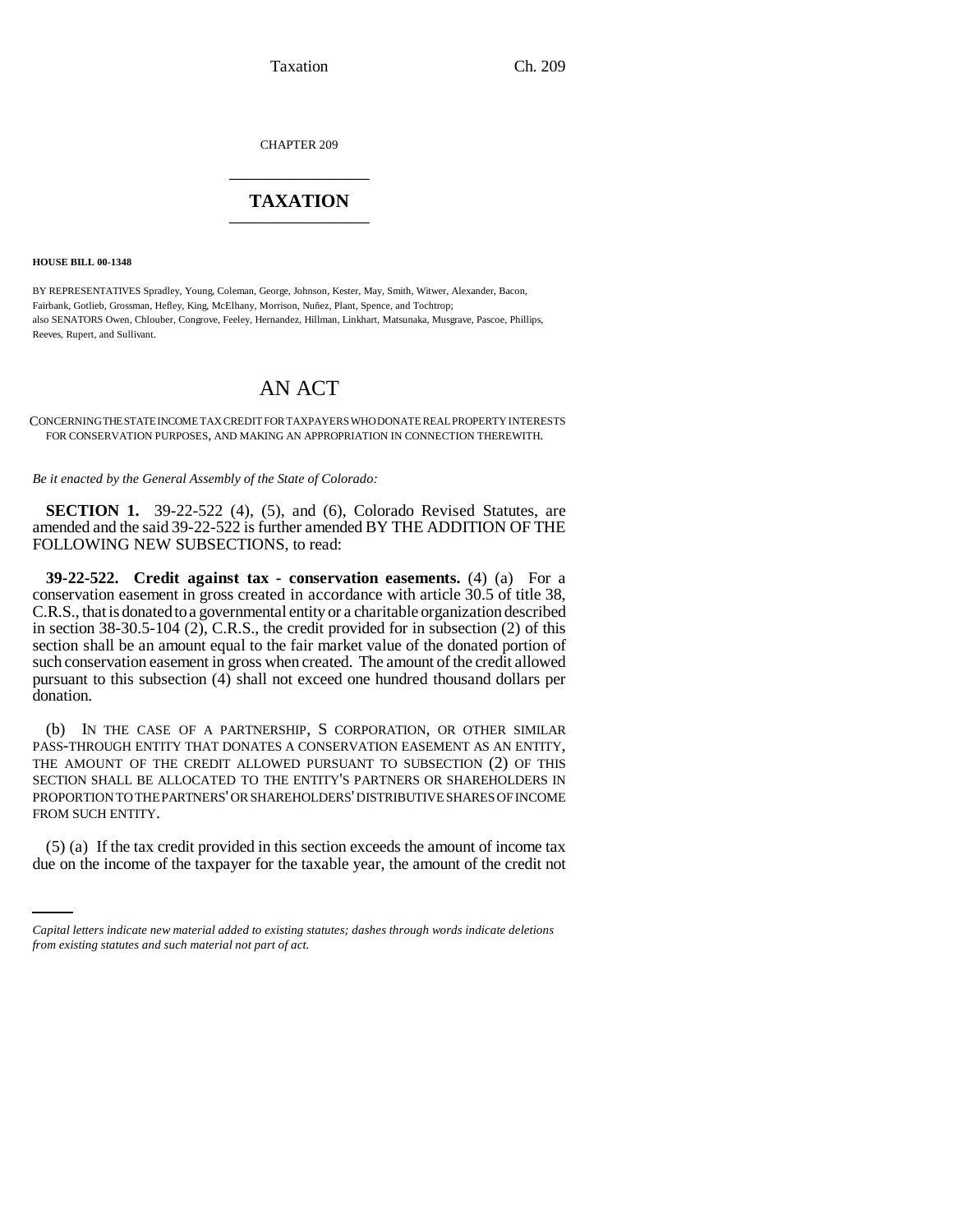CHAPTER 209

# TAXATION

**HOUSE BILL 00-1348**

BY REPRESENTATIVES Spradley, Young, Coleman, George, Johnson, Kester, May, Smith, Witwer, Alexander, Bacon, Fairbank, Gotlieb, Grossman, Hefley, King, McElhany, Morrison, Nuñez, Plant, Spence, and Tochtrop;
also SENATORS Owen, Chlouber, Congrove, Feeley, Hernandez, Hillman, Linkhart, Matsunaka, Musgrave, Pascoe, Phillips, Reeves, Rupert, and Sullivant.

# AN ACT

CONCERNING THE STATE INCOME TAX CREDIT FOR TAXPAYERS WHO DONATE REAL PROPERTY INTERESTS FOR CONSERVATION PURPOSES, AND MAKING AN APPROPRIATION IN CONNECTION THEREWITH.

*Be it enacted by the General Assembly of the State of Colorado:*

**SECTION 1.** 39-22-522 (4), (5), and (6), Colorado Revised Statutes, are amended and the said 39-22-522 is further amended BY THE ADDITION OF THE FOLLOWING NEW SUBSECTIONS, to read:

**39-22-522. Credit against tax - conservation easements.** (4) (a) For a conservation easement in gross created in accordance with article 30.5 of title 38, C.R.S., that is donated to a governmental entity or a charitable organization described in section 38-30.5-104 (2), C.R.S., the credit provided for in subsection (2) of this section shall be an amount equal to the fair market value of the donated portion of such conservation easement in gross when created. The amount of the credit allowed pursuant to this subsection (4) shall not exceed one hundred thousand dollars per donation.

(b) IN THE CASE OF A PARTNERSHIP, S CORPORATION, OR OTHER SIMILAR PASS-THROUGH ENTITY THAT DONATES A CONSERVATION EASEMENT AS AN ENTITY, THE AMOUNT OF THE CREDIT ALLOWED PURSUANT TO SUBSECTION (2) OF THIS SECTION SHALL BE ALLOCATED TO THE ENTITY'S PARTNERS OR SHAREHOLDERS IN PROPORTION TO THE PARTNERS' OR SHAREHOLDERS' DISTRIBUTIVE SHARES OF INCOME FROM SUCH ENTITY.

(5) (a) If the tax credit provided in this section exceeds the amount of income tax due on the income of the taxpayer for the taxable year, the amount of the credit not

*Capital letters indicate new material added to existing statutes; dashes through words indicate deletions from existing statutes and such material not part of act.*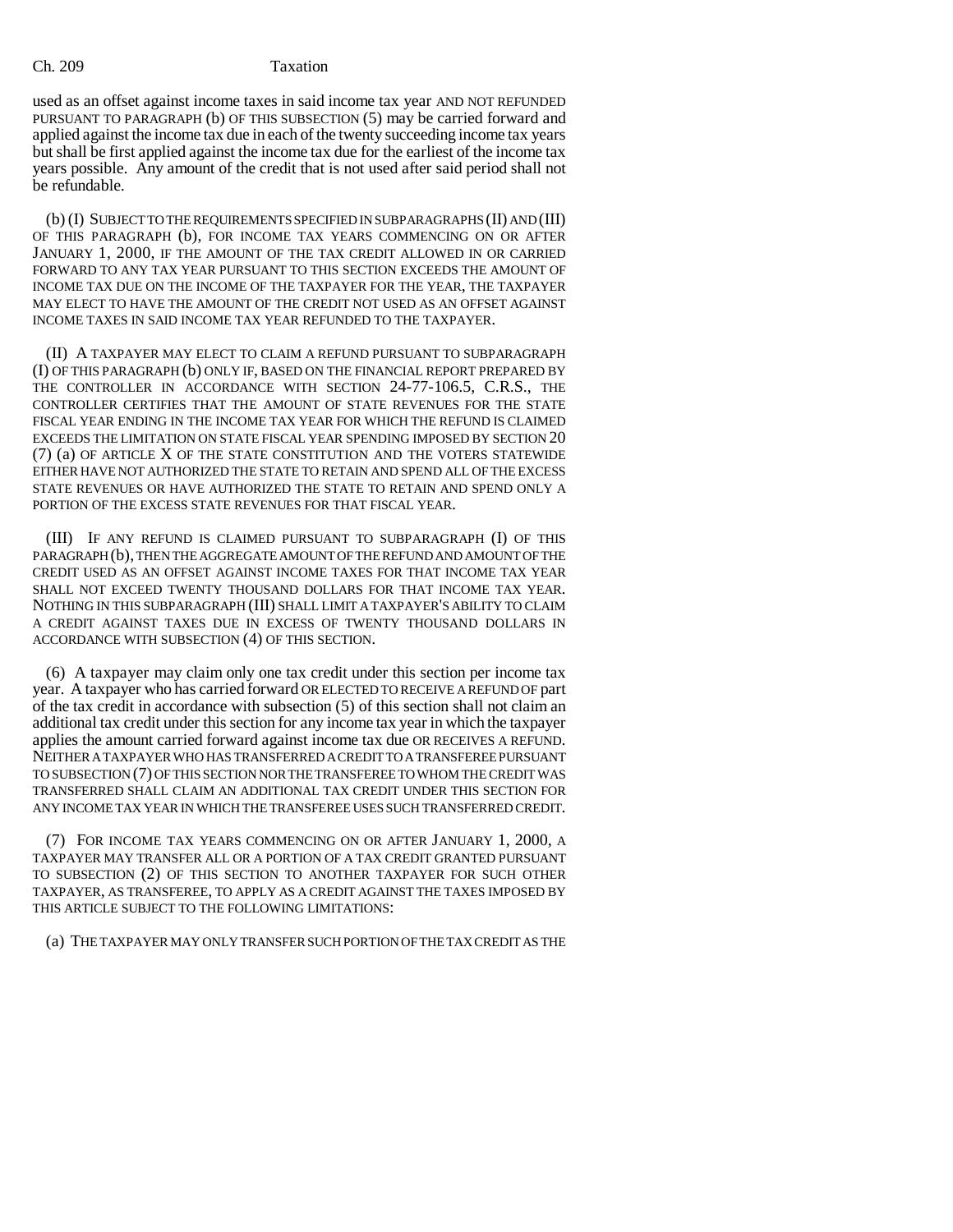used as an offset against income taxes in said income tax year AND NOT REFUNDED PURSUANT TO PARAGRAPH (b) OF THIS SUBSECTION (5) may be carried forward and applied against the income tax due in each of the twenty succeeding income tax years but shall be first applied against the income tax due for the earliest of the income tax years possible. Any amount of the credit that is not used after said period shall not be refundable.

(b) (I) SUBJECT TO THE REQUIREMENTS SPECIFIED IN SUBPARAGRAPHS (II) AND (III) OF THIS PARAGRAPH (b), FOR INCOME TAX YEARS COMMENCING ON OR AFTER JANUARY 1, 2000, IF THE AMOUNT OF THE TAX CREDIT ALLOWED IN OR CARRIED FORWARD TO ANY TAX YEAR PURSUANT TO THIS SECTION EXCEEDS THE AMOUNT OF INCOME TAX DUE ON THE INCOME OF THE TAXPAYER FOR THE YEAR, THE TAXPAYER MAY ELECT TO HAVE THE AMOUNT OF THE CREDIT NOT USED AS AN OFFSET AGAINST INCOME TAXES IN SAID INCOME TAX YEAR REFUNDED TO THE TAXPAYER.

(II) A TAXPAYER MAY ELECT TO CLAIM A REFUND PURSUANT TO SUBPARAGRAPH (I) OF THIS PARAGRAPH (b) ONLY IF, BASED ON THE FINANCIAL REPORT PREPARED BY THE CONTROLLER IN ACCORDANCE WITH SECTION 24-77-106.5, C.R.S., THE CONTROLLER CERTIFIES THAT THE AMOUNT OF STATE REVENUES FOR THE STATE FISCAL YEAR ENDING IN THE INCOME TAX YEAR FOR WHICH THE REFUND IS CLAIMED EXCEEDS THE LIMITATION ON STATE FISCAL YEAR SPENDING IMPOSED BY SECTION 20 (7) (a) OF ARTICLE X OF THE STATE CONSTITUTION AND THE VOTERS STATEWIDE EITHER HAVE NOT AUTHORIZED THE STATE TO RETAIN AND SPEND ALL OF THE EXCESS STATE REVENUES OR HAVE AUTHORIZED THE STATE TO RETAIN AND SPEND ONLY A PORTION OF THE EXCESS STATE REVENUES FOR THAT FISCAL YEAR.

(III) IF ANY REFUND IS CLAIMED PURSUANT TO SUBPARAGRAPH (I) OF THIS PARAGRAPH (b), THEN THE AGGREGATE AMOUNT OF THE REFUND AND AMOUNT OF THE CREDIT USED AS AN OFFSET AGAINST INCOME TAXES FOR THAT INCOME TAX YEAR SHALL NOT EXCEED TWENTY THOUSAND DOLLARS FOR THAT INCOME TAX YEAR. NOTHING IN THIS SUBPARAGRAPH (III) SHALL LIMIT A TAXPAYER'S ABILITY TO CLAIM A CREDIT AGAINST TAXES DUE IN EXCESS OF TWENTY THOUSAND DOLLARS IN ACCORDANCE WITH SUBSECTION (4) OF THIS SECTION.

(6) A taxpayer may claim only one tax credit under this section per income tax year. A taxpayer who has carried forward OR ELECTED TO RECEIVE A REFUND OF part of the tax credit in accordance with subsection (5) of this section shall not claim an additional tax credit under this section for any income tax year in which the taxpayer applies the amount carried forward against income tax due OR RECEIVES A REFUND. NEITHER A TAXPAYER WHO HAS TRANSFERRED A CREDIT TO A TRANSFEREE PURSUANT TO SUBSECTION (7) OF THIS SECTION NOR THE TRANSFEREE TO WHOM THE CREDIT WAS TRANSFERRED SHALL CLAIM AN ADDITIONAL TAX CREDIT UNDER THIS SECTION FOR ANY INCOME TAX YEAR IN WHICH THE TRANSFEREE USES SUCH TRANSFERRED CREDIT.

(7) FOR INCOME TAX YEARS COMMENCING ON OR AFTER JANUARY 1, 2000, A TAXPAYER MAY TRANSFER ALL OR A PORTION OF A TAX CREDIT GRANTED PURSUANT TO SUBSECTION (2) OF THIS SECTION TO ANOTHER TAXPAYER FOR SUCH OTHER TAXPAYER, AS TRANSFEREE, TO APPLY AS A CREDIT AGAINST THE TAXES IMPOSED BY THIS ARTICLE SUBJECT TO THE FOLLOWING LIMITATIONS:

(a) THE TAXPAYER MAY ONLY TRANSFER SUCH PORTION OF THE TAX CREDIT AS THE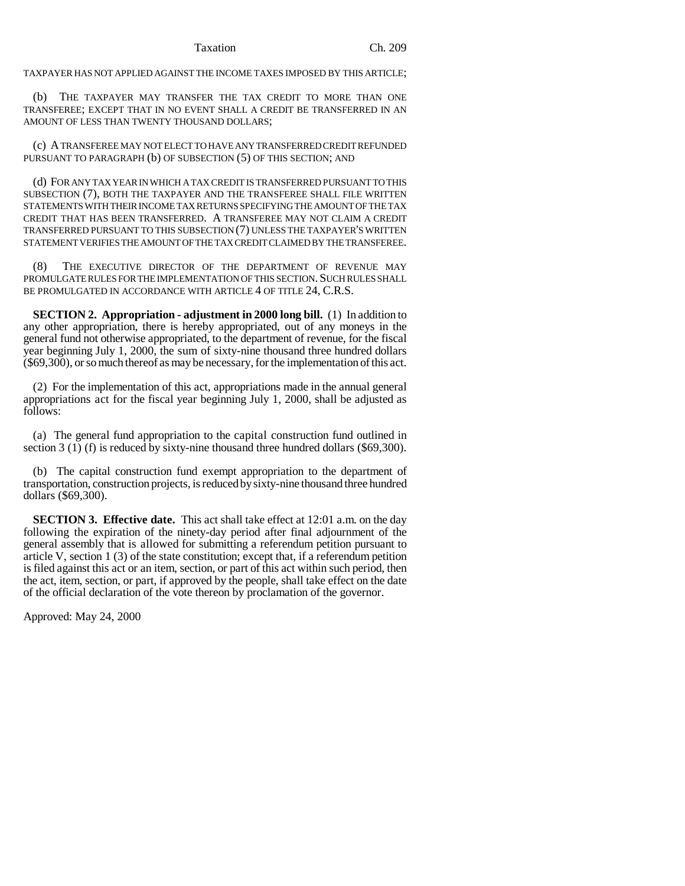TAXPAYER HAS NOT APPLIED AGAINST THE INCOME TAXES IMPOSED BY THIS ARTICLE;

(b) THE TAXPAYER MAY TRANSFER THE TAX CREDIT TO MORE THAN ONE TRANSFEREE; EXCEPT THAT IN NO EVENT SHALL A CREDIT BE TRANSFERRED IN AN AMOUNT OF LESS THAN TWENTY THOUSAND DOLLARS;

(c) A TRANSFEREE MAY NOT ELECT TO HAVE ANY TRANSFERRED CREDIT REFUNDED PURSUANT TO PARAGRAPH (b) OF SUBSECTION (5) OF THIS SECTION; AND

(d) FOR ANY TAX YEAR IN WHICH A TAX CREDIT IS TRANSFERRED PURSUANT TO THIS SUBSECTION (7), BOTH THE TAXPAYER AND THE TRANSFEREE SHALL FILE WRITTEN STATEMENTS WITH THEIR INCOME TAX RETURNS SPECIFYING THE AMOUNT OF THE TAX CREDIT THAT HAS BEEN TRANSFERRED. A TRANSFEREE MAY NOT CLAIM A CREDIT TRANSFERRED PURSUANT TO THIS SUBSECTION (7) UNLESS THE TAXPAYER'S WRITTEN STATEMENT VERIFIES THE AMOUNT OF THE TAX CREDIT CLAIMED BY THE TRANSFEREE.

(8) THE EXECUTIVE DIRECTOR OF THE DEPARTMENT OF REVENUE MAY PROMULGATE RULES FOR THE IMPLEMENTATION OF THIS SECTION. SUCH RULES SHALL BE PROMULGATED IN ACCORDANCE WITH ARTICLE 4 OF TITLE 24, C.R.S.

**SECTION 2. Appropriation - adjustment in 2000 long bill.** (1) In addition to any other appropriation, there is hereby appropriated, out of any moneys in the general fund not otherwise appropriated, to the department of revenue, for the fiscal year beginning July 1, 2000, the sum of sixty-nine thousand three hundred dollars ($69,300), or so much thereof as may be necessary, for the implementation of this act.

(2) For the implementation of this act, appropriations made in the annual general appropriations act for the fiscal year beginning July 1, 2000, shall be adjusted as follows:

(a) The general fund appropriation to the capital construction fund outlined in section 3 (1) (f) is reduced by sixty-nine thousand three hundred dollars ($69,300).

(b) The capital construction fund exempt appropriation to the department of transportation, construction projects, is reduced by sixty-nine thousand three hundred dollars ($69,300).

**SECTION 3. Effective date.** This act shall take effect at 12:01 a.m. on the day following the expiration of the ninety-day period after final adjournment of the general assembly that is allowed for submitting a referendum petition pursuant to article V, section 1 (3) of the state constitution; except that, if a referendum petition is filed against this act or an item, section, or part of this act within such period, then the act, item, section, or part, if approved by the people, shall take effect on the date of the official declaration of the vote thereon by proclamation of the governor.

Approved: May 24, 2000